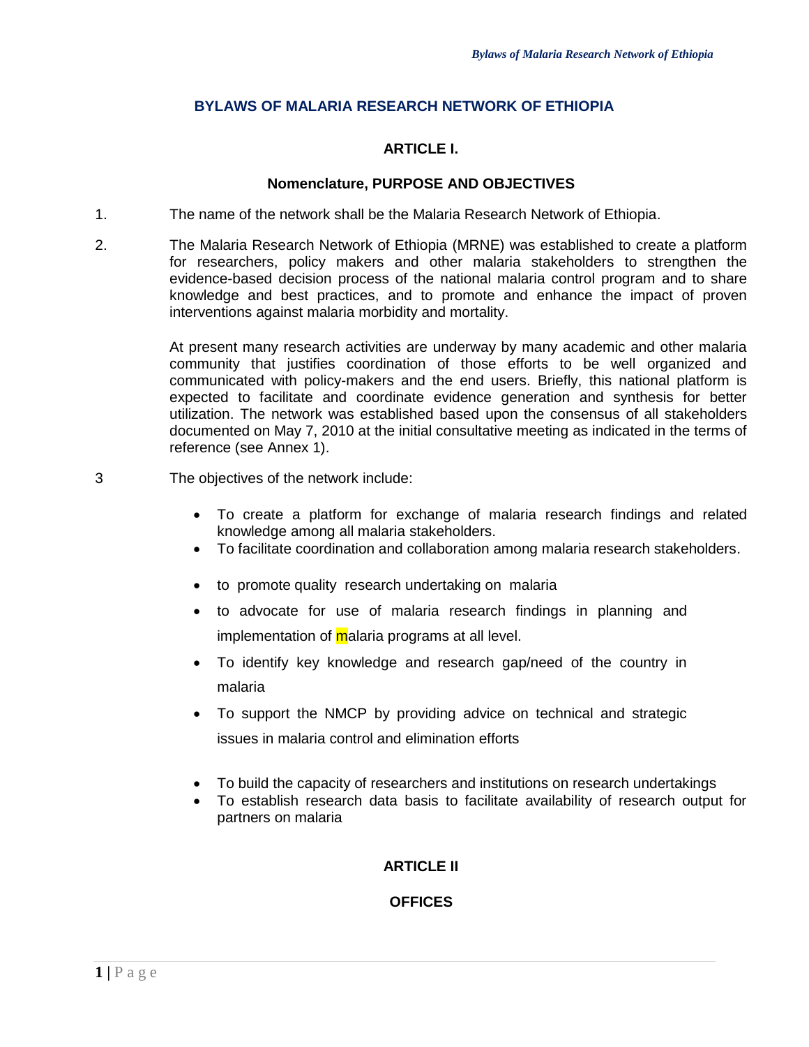# BYLAWS OF MALARIA RESEARCH NETWORK OF ETHIOPIA

## ARTICLE I.

### Nomenclature, PURPOSE AND OBJECTIVES

1. The name of the network shall be the Malaria Research Network of Ethiopia.

2. The Malaria Research Network of Ethiopia (MRNE) was established to create a platform for researchers, policy makers and other malaria stakeholders to strengthen the evidence-based decision process of the national malaria control program and to share knowledge and best practices, and to promote and enhance the impact of proven interventions against malaria morbidity and mortality.

   At present many research activities are underway by many academic and other malaria community that justifies coordination of those efforts to be well organized and communicated with policy-makers and the end users. Briefly, this national platform is expected to facilitate and coordinate evidence generation and synthesis for better utilization. The network was established based upon the consensus of all stakeholders documented on May 7, 2010 at the initial consultative meeting as indicated in the terms of reference (see Annex 1).

3. The objectives of the network include:

   - To create a platform for exchange of malaria research findings and related knowledge among all malaria stakeholders.
   - To facilitate coordination and collaboration among malaria research stakeholders.
   - to promote quality research undertaking on malaria
   - to advocate for use of malaria research findings in planning and implementation of malaria programs at all level.
   - To identify key knowledge and research gap/need of the country in malaria
   - To support the NMCP by providing advice on technical and strategic issues in malaria control and elimination efforts
   - To build the capacity of researchers and institutions on research undertakings
   - To establish research data basis to facilitate availability of research output for partners on malaria

## ARTICLE II

### OFFICES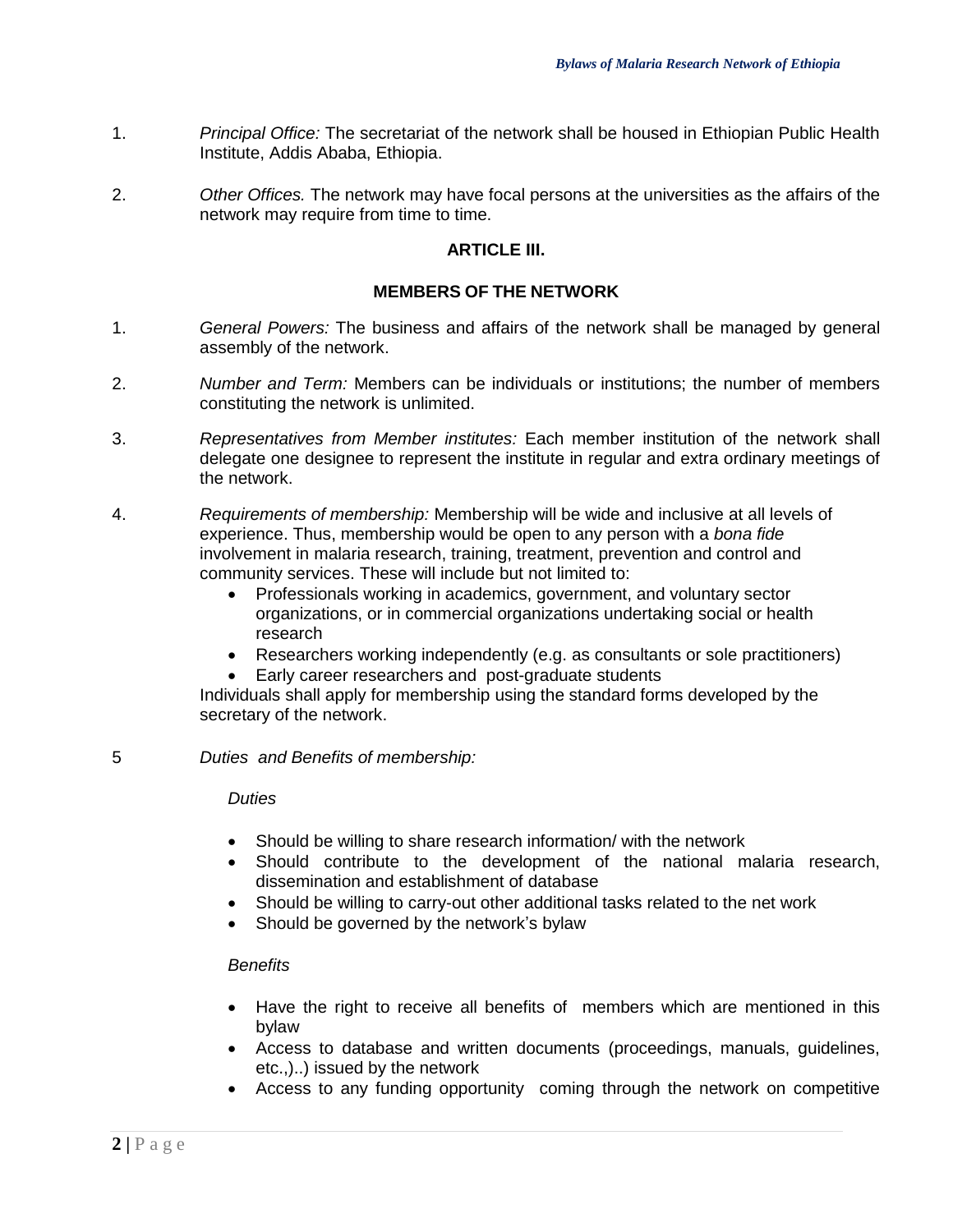1. *Principal Office:* The secretariat of the network shall be housed in Ethiopian Public Health Institute, Addis Ababa, Ethiopia.

2. *Other Offices.* The network may have focal persons at the universities as the affairs of the network may require from time to time.

## ARTICLE III.

## MEMBERS OF THE NETWORK

1. *General Powers:* The business and affairs of the network shall be managed by general assembly of the network.

2. *Number and Term:* Members can be individuals or institutions; the number of members constituting the network is unlimited.

3. *Representatives from Member institutes:* Each member institution of the network shall delegate one designee to represent the institute in regular and extra ordinary meetings of the network.

4. *Requirements of membership:* Membership will be wide and inclusive at all levels of experience. Thus, membership would be open to any person with a *bona fide* involvement in malaria research, training, treatment, prevention and control and community services. These will include but not limited to:
   - Professionals working in academics, government, and voluntary sector organizations, or in commercial organizations undertaking social or health research
   - Researchers working independently (e.g. as consultants or sole practitioners)
   - Early career researchers and post-graduate students

   Individuals shall apply for membership using the standard forms developed by the secretary of the network.

5 *Duties and Benefits of membership:*

   *Duties*

   - Should be willing to share research information/ with the network
   - Should contribute to the development of the national malaria research, dissemination and establishment of database
   - Should be willing to carry-out other additional tasks related to the net work
   - Should be governed by the network's bylaw

   *Benefits*

   - Have the right to receive all benefits of members which are mentioned in this bylaw
   - Access to database and written documents (proceedings, manuals, guidelines, etc.,)..) issued by the network
   - Access to any funding opportunity coming through the network on competitive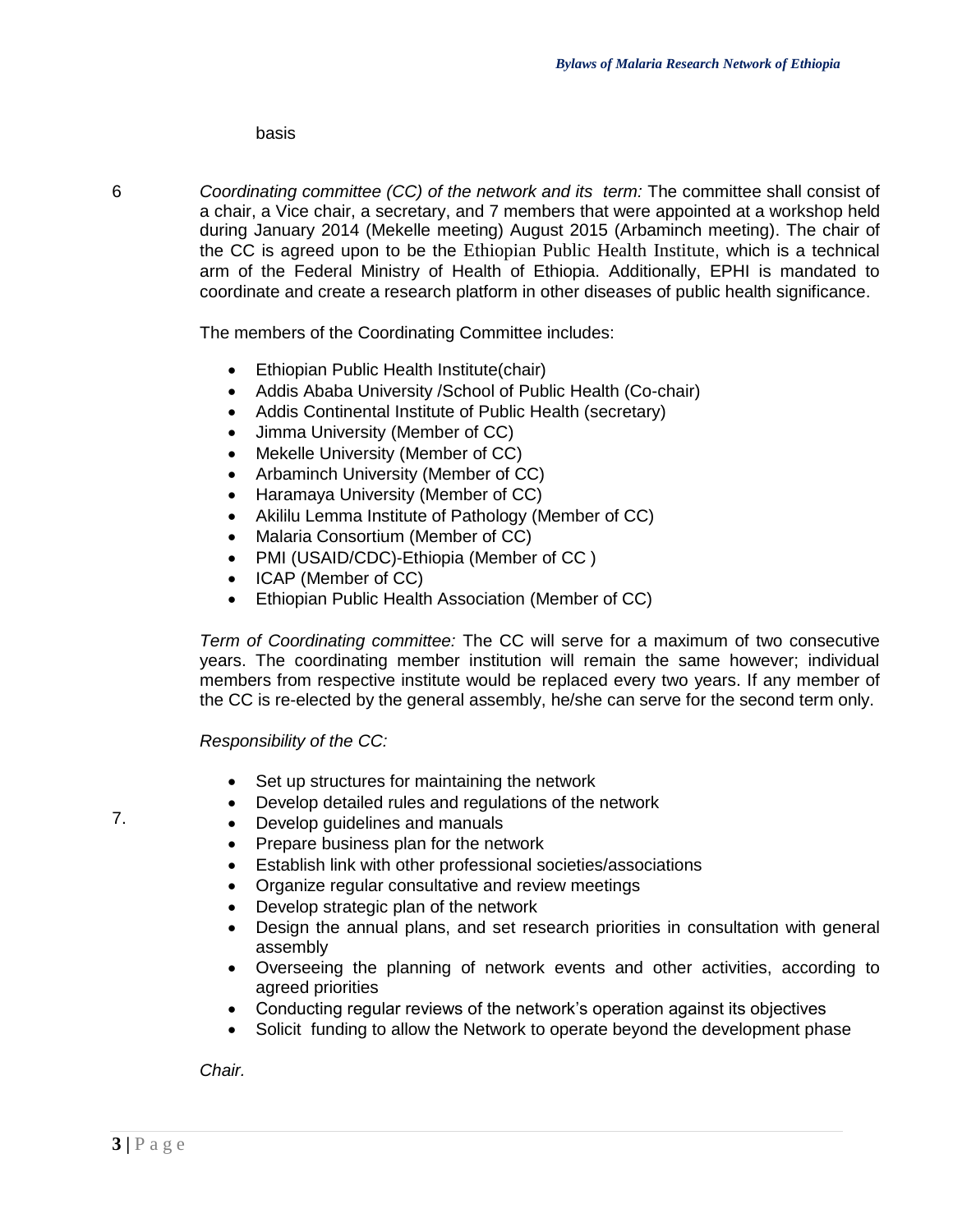basis

6 *Coordinating committee (CC) of the network and its term:* The committee shall consist of a chair, a Vice chair, a secretary, and 7 members that were appointed at a workshop held during January 2014 (Mekelle meeting) August 2015 (Arbaminch meeting). The chair of the CC is agreed upon to be the Ethiopian Public Health Institute, which is a technical arm of the Federal Ministry of Health of Ethiopia. Additionally, EPHI is mandated to coordinate and create a research platform in other diseases of public health significance.

The members of the Coordinating Committee includes:

- Ethiopian Public Health Institute(chair)
- Addis Ababa University /School of Public Health (Co-chair)
- Addis Continental Institute of Public Health (secretary)
- Jimma University (Member of CC)
- Mekelle University (Member of CC)
- Arbaminch University (Member of CC)
- Haramaya University (Member of CC)
- Akililu Lemma Institute of Pathology (Member of CC)
- Malaria Consortium (Member of CC)
- PMI (USAID/CDC)-Ethiopia (Member of CC )
- ICAP (Member of CC)
- Ethiopian Public Health Association (Member of CC)

*Term of Coordinating committee:* The CC will serve for a maximum of two consecutive years. The coordinating member institution will remain the same however; individual members from respective institute would be replaced every two years. If any member of the CC is re-elected by the general assembly, he/she can serve for the second term only.

7. *Responsibility of the CC:*

- Set up structures for maintaining the network
- Develop detailed rules and regulations of the network
- Develop guidelines and manuals
- Prepare business plan for the network
- Establish link with other professional societies/associations
- Organize regular consultative and review meetings
- Develop strategic plan of the network
- Design the annual plans, and set research priorities in consultation with general assembly
- Overseeing the planning of network events and other activities, according to agreed priorities
- Conducting regular reviews of the network's operation against its objectives
- Solicit funding to allow the Network to operate beyond the development phase

*Chair.*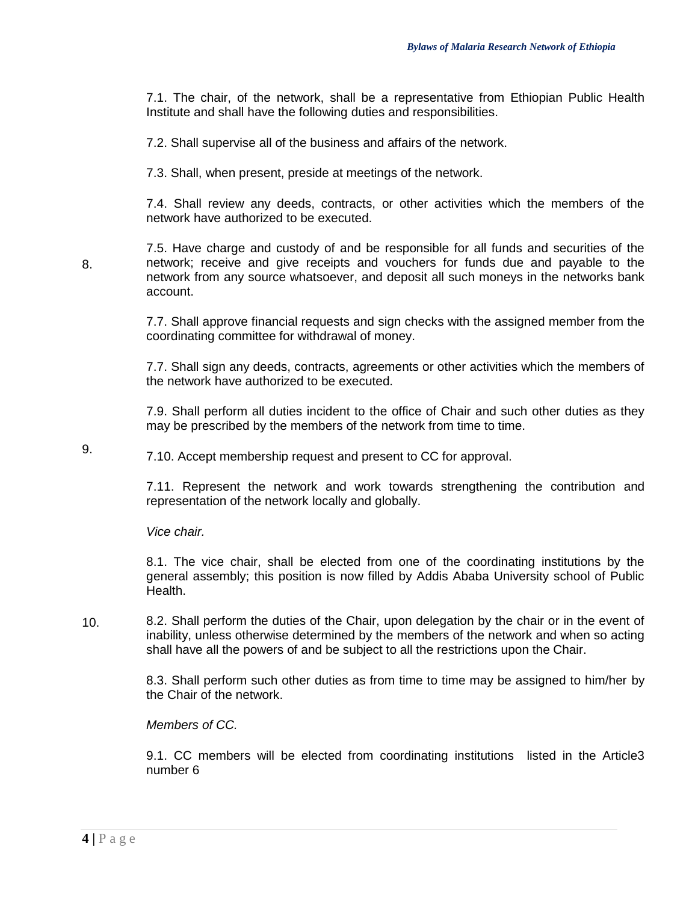7.1. The chair, of the network, shall be a representative from Ethiopian Public Health Institute and shall have the following duties and responsibilities.

7.2. Shall supervise all of the business and affairs of the network.

7.3. Shall, when present, preside at meetings of the network.

7.4. Shall review any deeds, contracts, or other activities which the members of the network have authorized to be executed.

8. 7.5. Have charge and custody of and be responsible for all funds and securities of the network; receive and give receipts and vouchers for funds due and payable to the network from any source whatsoever, and deposit all such moneys in the networks bank account.

7.7. Shall approve financial requests and sign checks with the assigned member from the coordinating committee for withdrawal of money.

7.7. Shall sign any deeds, contracts, agreements or other activities which the members of the network have authorized to be executed.

7.9. Shall perform all duties incident to the office of Chair and such other duties as they may be prescribed by the members of the network from time to time.

9. 7.10. Accept membership request and present to CC for approval.

7.11. Represent the network and work towards strengthening the contribution and representation of the network locally and globally.

*Vice chair.*

8.1. The vice chair, shall be elected from one of the coordinating institutions by the general assembly; this position is now filled by Addis Ababa University school of Public Health.

10. 8.2. Shall perform the duties of the Chair, upon delegation by the chair or in the event of inability, unless otherwise determined by the members of the network and when so acting shall have all the powers of and be subject to all the restrictions upon the Chair.

8.3. Shall perform such other duties as from time to time may be assigned to him/her by the Chair of the network.

*Members of CC.*

9.1. CC members will be elected from coordinating institutions listed in the Article3 number 6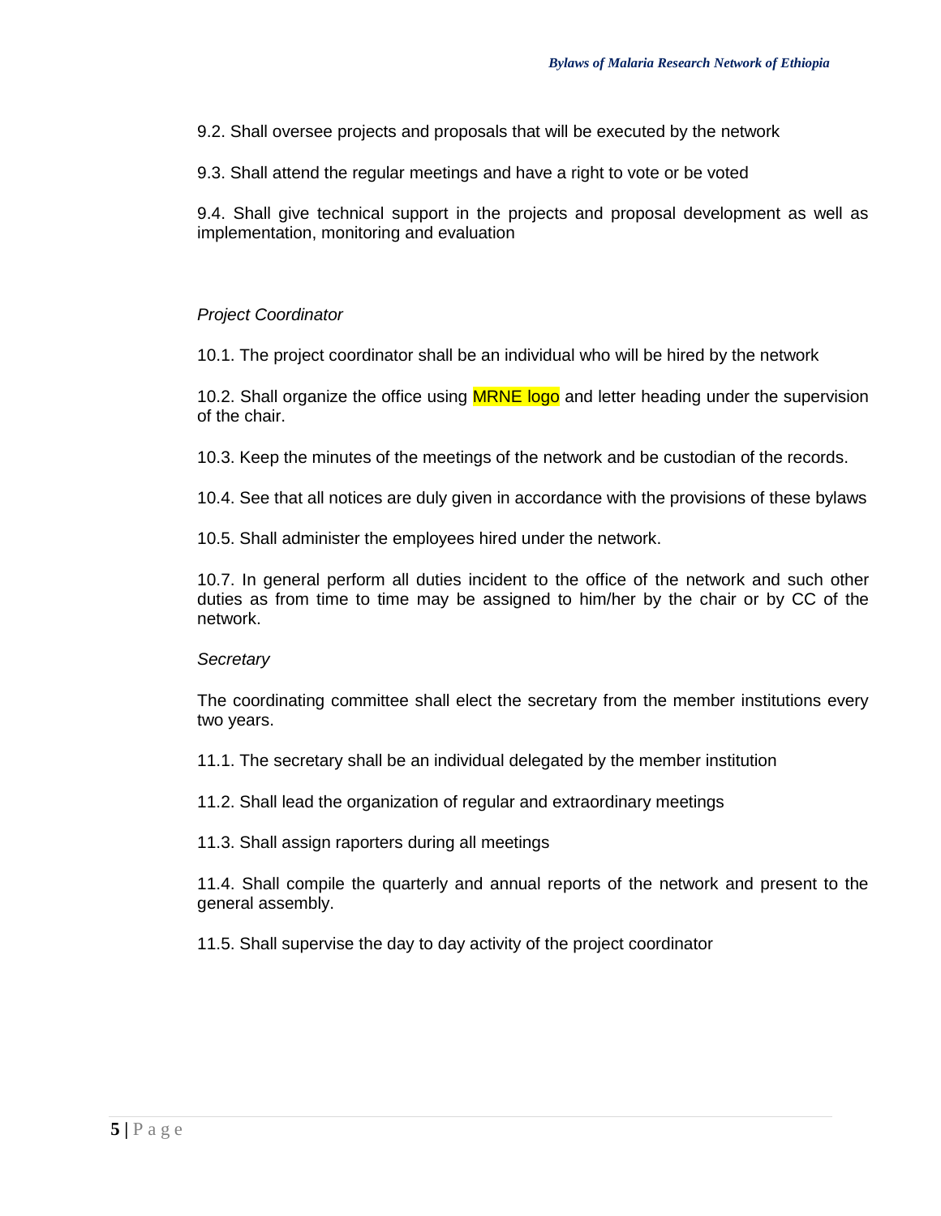9.2. Shall oversee projects and proposals that will be executed by the network

9.3. Shall attend the regular meetings and have a right to vote or be voted

9.4. Shall give technical support in the projects and proposal development as well as implementation, monitoring and evaluation

*Project Coordinator*

10.1. The project coordinator shall be an individual who will be hired by the network

10.2. Shall organize the office using MRNE logo and letter heading under the supervision of the chair.

10.3. Keep the minutes of the meetings of the network and be custodian of the records.

10.4. See that all notices are duly given in accordance with the provisions of these bylaws

10.5. Shall administer the employees hired under the network.

10.7. In general perform all duties incident to the office of the network and such other duties as from time to time may be assigned to him/her by the chair or by CC of the network.

*Secretary*

The coordinating committee shall elect the secretary from the member institutions every two years.

11.1. The secretary shall be an individual delegated by the member institution

11.2. Shall lead the organization of regular and extraordinary meetings

11.3. Shall assign raporters during all meetings

11.4. Shall compile the quarterly and annual reports of the network and present to the general assembly.

11.5. Shall supervise the day to day activity of the project coordinator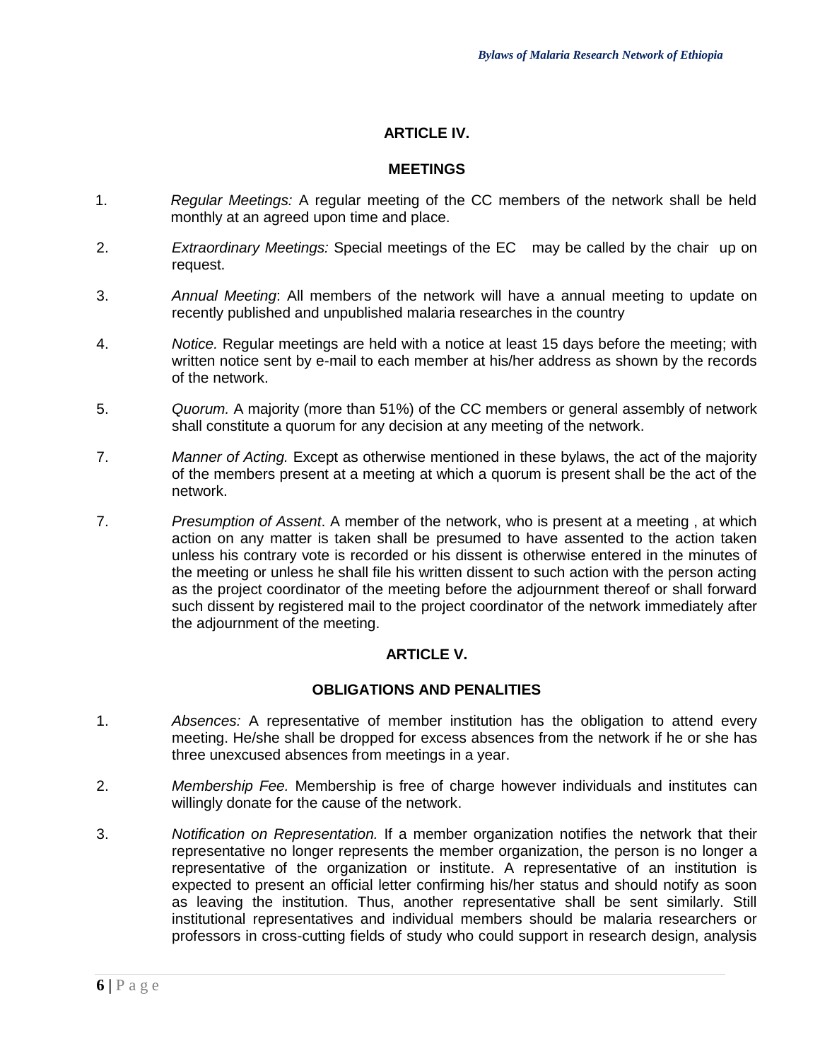## ARTICLE IV.

## MEETINGS

1. *Regular Meetings:* A regular meeting of the CC members of the network shall be held monthly at an agreed upon time and place.

2. *Extraordinary Meetings:* Special meetings of the EC may be called by the chair up on request.

3. *Annual Meeting*: All members of the network will have a annual meeting to update on recently published and unpublished malaria researches in the country

4. *Notice.* Regular meetings are held with a notice at least 15 days before the meeting; with written notice sent by e-mail to each member at his/her address as shown by the records of the network.

5. *Quorum.* A majority (more than 51%) of the CC members or general assembly of network shall constitute a quorum for any decision at any meeting of the network.

7. *Manner of Acting.* Except as otherwise mentioned in these bylaws, the act of the majority of the members present at a meeting at which a quorum is present shall be the act of the network.

7. *Presumption of Assent*. A member of the network, who is present at a meeting , at which action on any matter is taken shall be presumed to have assented to the action taken unless his contrary vote is recorded or his dissent is otherwise entered in the minutes of the meeting or unless he shall file his written dissent to such action with the person acting as the project coordinator of the meeting before the adjournment thereof or shall forward such dissent by registered mail to the project coordinator of the network immediately after the adjournment of the meeting.

## ARTICLE V.

## OBLIGATIONS AND PENALITIES

1. *Absences:* A representative of member institution has the obligation to attend every meeting. He/she shall be dropped for excess absences from the network if he or she has three unexcused absences from meetings in a year.

2. *Membership Fee.* Membership is free of charge however individuals and institutes can willingly donate for the cause of the network.

3. *Notification on Representation.* If a member organization notifies the network that their representative no longer represents the member organization, the person is no longer a representative of the organization or institute. A representative of an institution is expected to present an official letter confirming his/her status and should notify as soon as leaving the institution. Thus, another representative shall be sent similarly. Still institutional representatives and individual members should be malaria researchers or professors in cross-cutting fields of study who could support in research design, analysis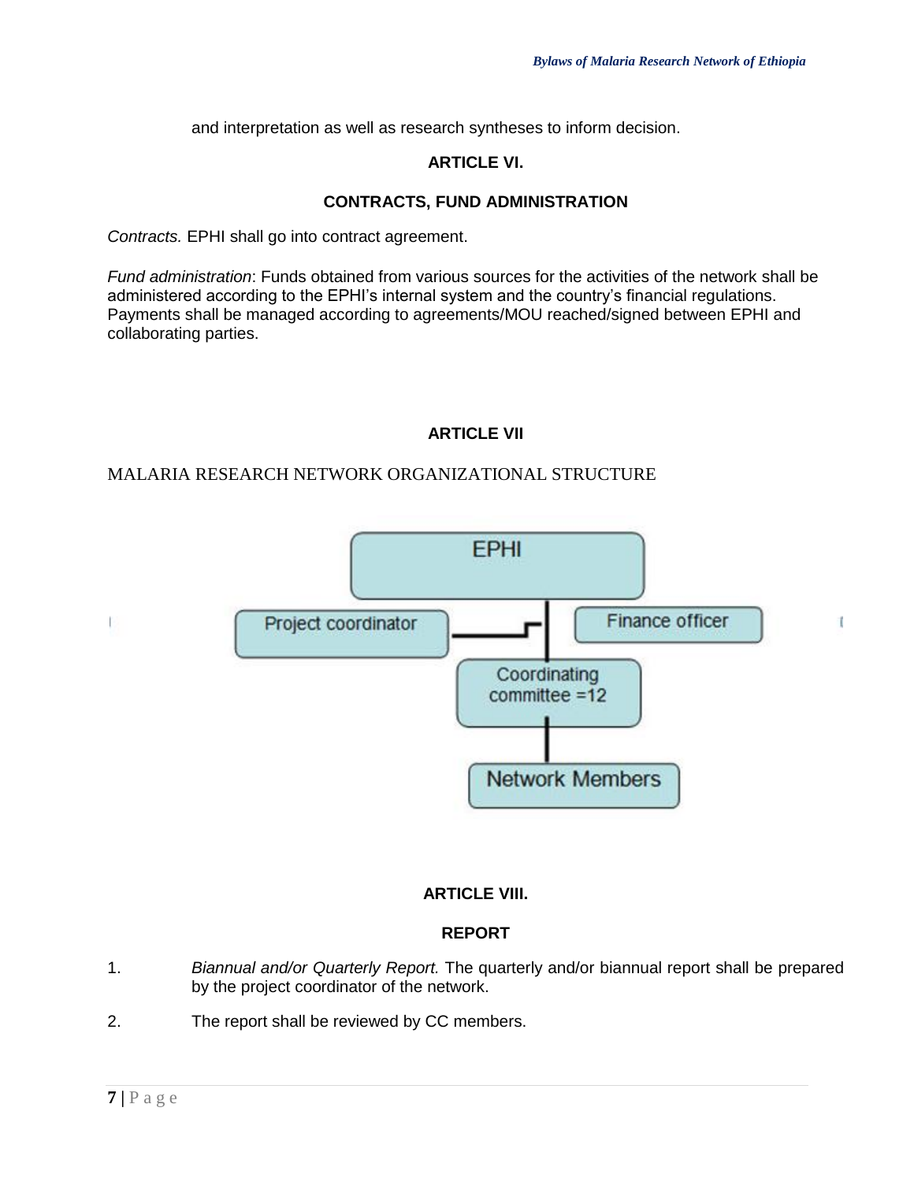and interpretation as well as research syntheses to inform decision.

## ARTICLE VI.

## CONTRACTS, FUND ADMINISTRATION

*Contracts.* EPHI shall go into contract agreement.

*Fund administration*: Funds obtained from various sources for the activities of the network shall be administered according to the EPHI's internal system and the country's financial regulations. Payments shall be managed according to agreements/MOU reached/signed between EPHI and collaborating parties.

## ARTICLE VII

MALARIA RESEARCH NETWORK ORGANIZATIONAL STRUCTURE

EPHI

Project coordinator

Finance officer

Coordinating committee =12

Network Members

## ARTICLE VIII.

## REPORT

1. *Biannual and/or Quarterly Report.* The quarterly and/or biannual report shall be prepared by the project coordinator of the network.

2. The report shall be reviewed by CC members.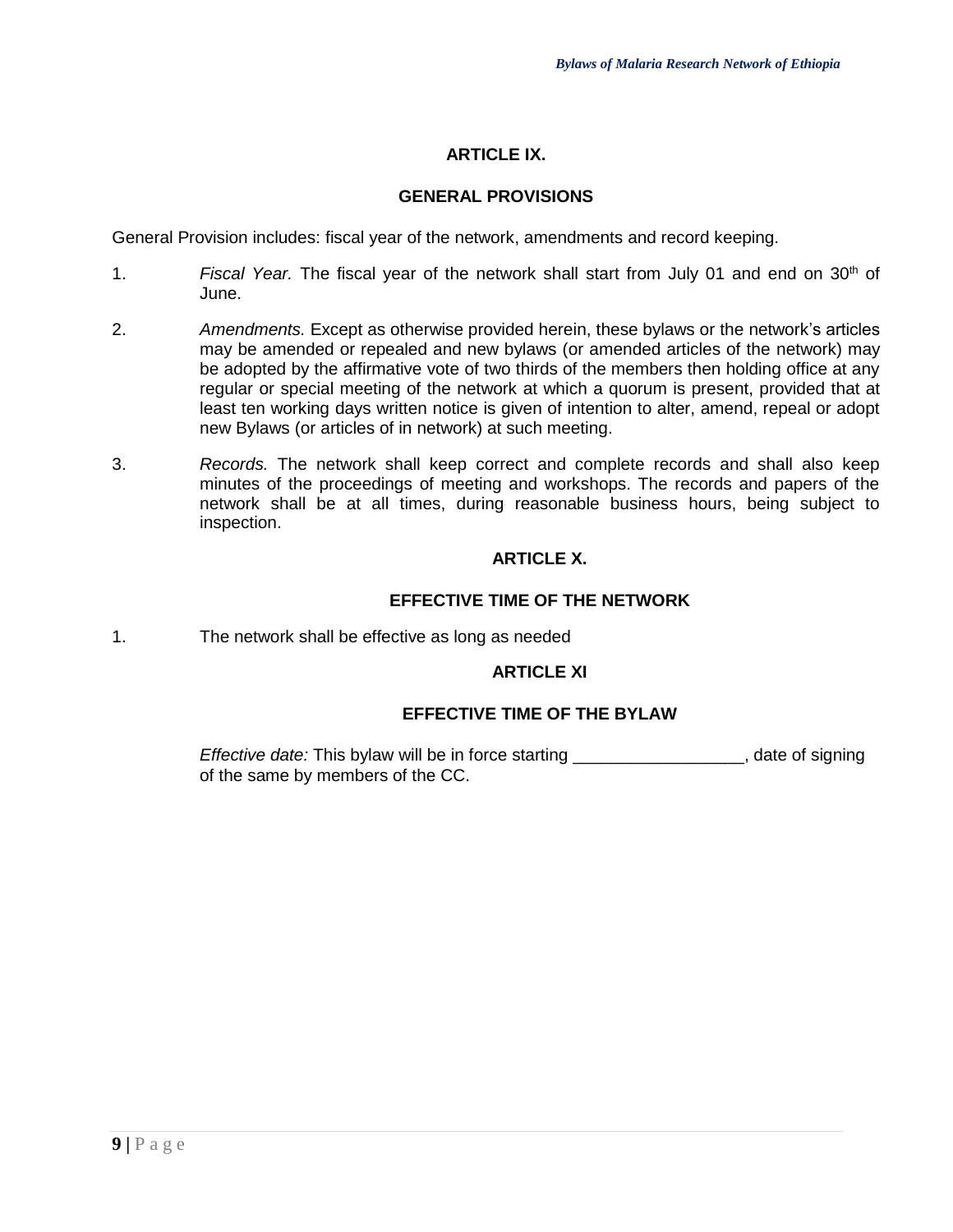## ARTICLE IX.

## GENERAL PROVISIONS

General Provision includes: fiscal year of the network, amendments and record keeping.

1. *Fiscal Year.* The fiscal year of the network shall start from July 01 and end on 30th of June.

2. *Amendments.* Except as otherwise provided herein, these bylaws or the network's articles may be amended or repealed and new bylaws (or amended articles of the network) may be adopted by the affirmative vote of two thirds of the members then holding office at any regular or special meeting of the network at which a quorum is present, provided that at least ten working days written notice is given of intention to alter, amend, repeal or adopt new Bylaws (or articles of in network) at such meeting.

3. *Records.* The network shall keep correct and complete records and shall also keep minutes of the proceedings of meeting and workshops. The records and papers of the network shall be at all times, during reasonable business hours, being subject to inspection.

## ARTICLE X.

## EFFECTIVE TIME OF THE NETWORK

1. The network shall be effective as long as needed

## ARTICLE XI

## EFFECTIVE TIME OF THE BYLAW

*Effective date:* This bylaw will be in force starting __________________, date of signing of the same by members of the CC.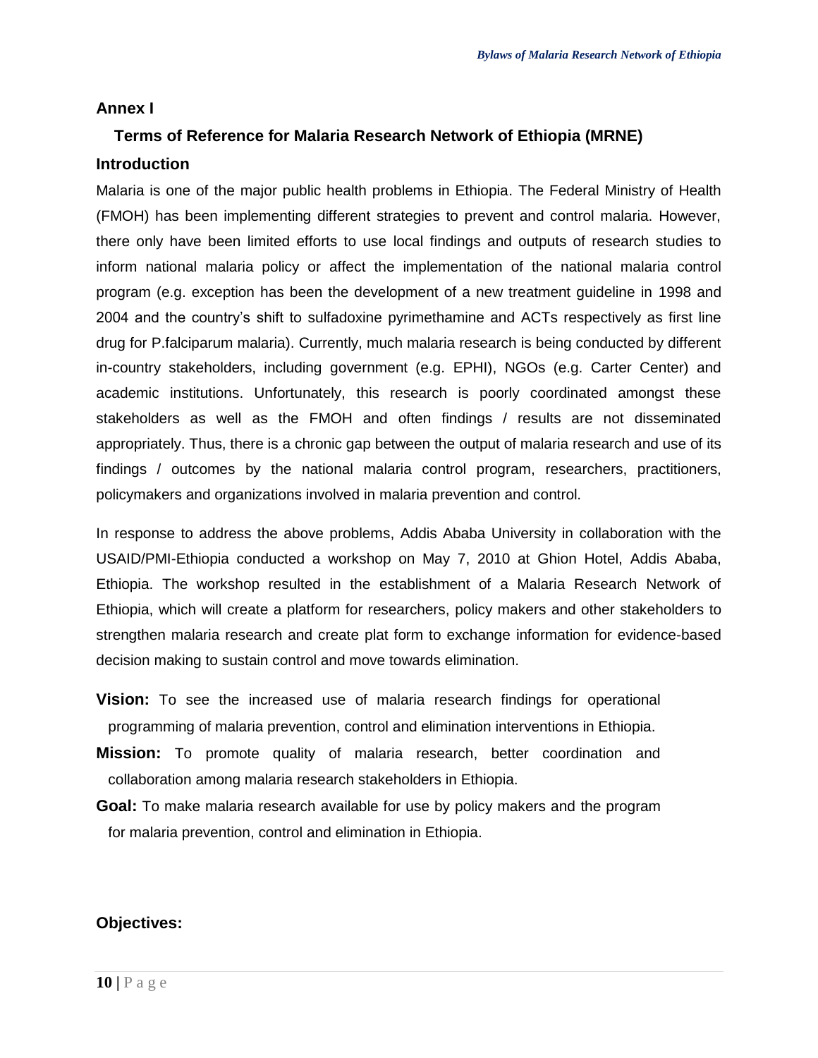## Annex I

### Terms of Reference for Malaria Research Network of Ethiopia (MRNE)

### Introduction

Malaria is one of the major public health problems in Ethiopia. The Federal Ministry of Health (FMOH) has been implementing different strategies to prevent and control malaria. However, there only have been limited efforts to use local findings and outputs of research studies to inform national malaria policy or affect the implementation of the national malaria control program (e.g. exception has been the development of a new treatment guideline in 1998 and 2004 and the country's shift to sulfadoxine pyrimethamine and ACTs respectively as first line drug for P.falciparum malaria). Currently, much malaria research is being conducted by different in-country stakeholders, including government (e.g. EPHI), NGOs (e.g. Carter Center) and academic institutions. Unfortunately, this research is poorly coordinated amongst these stakeholders as well as the FMOH and often findings / results are not disseminated appropriately. Thus, there is a chronic gap between the output of malaria research and use of its findings / outcomes by the national malaria control program, researchers, practitioners, policymakers and organizations involved in malaria prevention and control.

In response to address the above problems, Addis Ababa University in collaboration with the USAID/PMI-Ethiopia conducted a workshop on May 7, 2010 at Ghion Hotel, Addis Ababa, Ethiopia. The workshop resulted in the establishment of a Malaria Research Network of Ethiopia, which will create a platform for researchers, policy makers and other stakeholders to strengthen malaria research and create plat form to exchange information for evidence-based decision making to sustain control and move towards elimination.

**Vision:** To see the increased use of malaria research findings for operational programming of malaria prevention, control and elimination interventions in Ethiopia.

**Mission:** To promote quality of malaria research, better coordination and collaboration among malaria research stakeholders in Ethiopia.

**Goal:** To make malaria research available for use by policy makers and the program for malaria prevention, control and elimination in Ethiopia.

**Objectives:**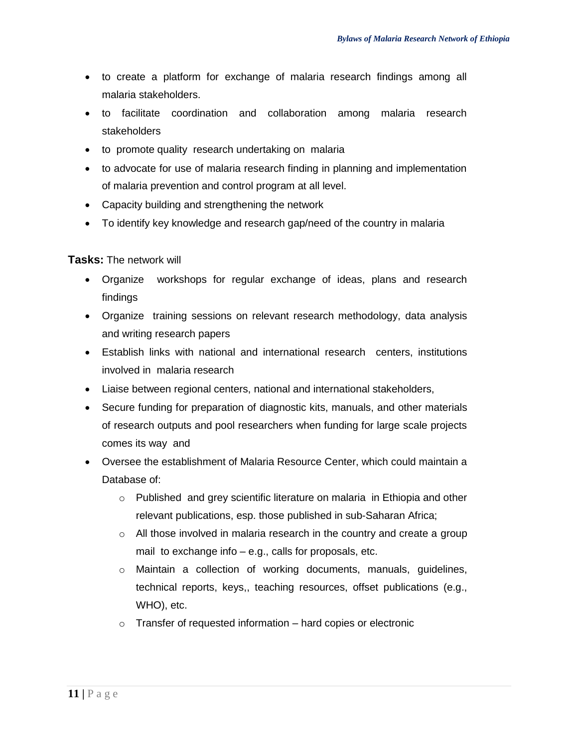- to create a platform for exchange of malaria research findings among all malaria stakeholders.
- to facilitate coordination and collaboration among malaria research stakeholders
- to promote quality research undertaking on malaria
- to advocate for use of malaria research finding in planning and implementation of malaria prevention and control program at all level.
- Capacity building and strengthening the network
- To identify key knowledge and research gap/need of the country in malaria

**Tasks:** The network will

- Organize workshops for regular exchange of ideas, plans and research findings
- Organize training sessions on relevant research methodology, data analysis and writing research papers
- Establish links with national and international research centers, institutions involved in malaria research
- Liaise between regional centers, national and international stakeholders,
- Secure funding for preparation of diagnostic kits, manuals, and other materials of research outputs and pool researchers when funding for large scale projects comes its way and
- Oversee the establishment of Malaria Resource Center, which could maintain a Database of:
    - Published and grey scientific literature on malaria in Ethiopia and other relevant publications, esp. those published in sub-Saharan Africa;
    - All those involved in malaria research in the country and create a group mail to exchange info – e.g., calls for proposals, etc.
    - Maintain a collection of working documents, manuals, guidelines, technical reports, keys,, teaching resources, offset publications (e.g., WHO), etc.
    - Transfer of requested information – hard copies or electronic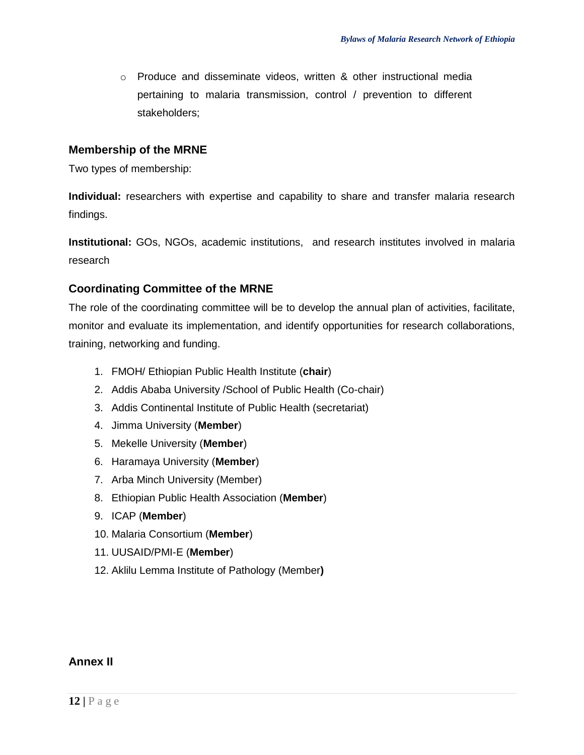- Produce and disseminate videos, written & other instructional media pertaining to malaria transmission, control / prevention to different stakeholders;

### Membership of the MRNE

Two types of membership:

**Individual:** researchers with expertise and capability to share and transfer malaria research findings.

**Institutional:** GOs, NGOs, academic institutions, and research institutes involved in malaria research

### Coordinating Committee of the MRNE

The role of the coordinating committee will be to develop the annual plan of activities, facilitate, monitor and evaluate its implementation, and identify opportunities for research collaborations, training, networking and funding.

1. FMOH/ Ethiopian Public Health Institute (**chair**)
2. Addis Ababa University /School of Public Health (Co-chair)
3. Addis Continental Institute of Public Health (secretariat)
4. Jimma University (**Member**)
5. Mekelle University (**Member**)
6. Haramaya University (**Member**)
7. Arba Minch University (Member)
8. Ethiopian Public Health Association (**Member**)
9. ICAP (**Member**)
10. Malaria Consortium (**Member**)
11. UUSAID/PMI-E (**Member**)
12. Aklilu Lemma Institute of Pathology (Member**)**

### Annex II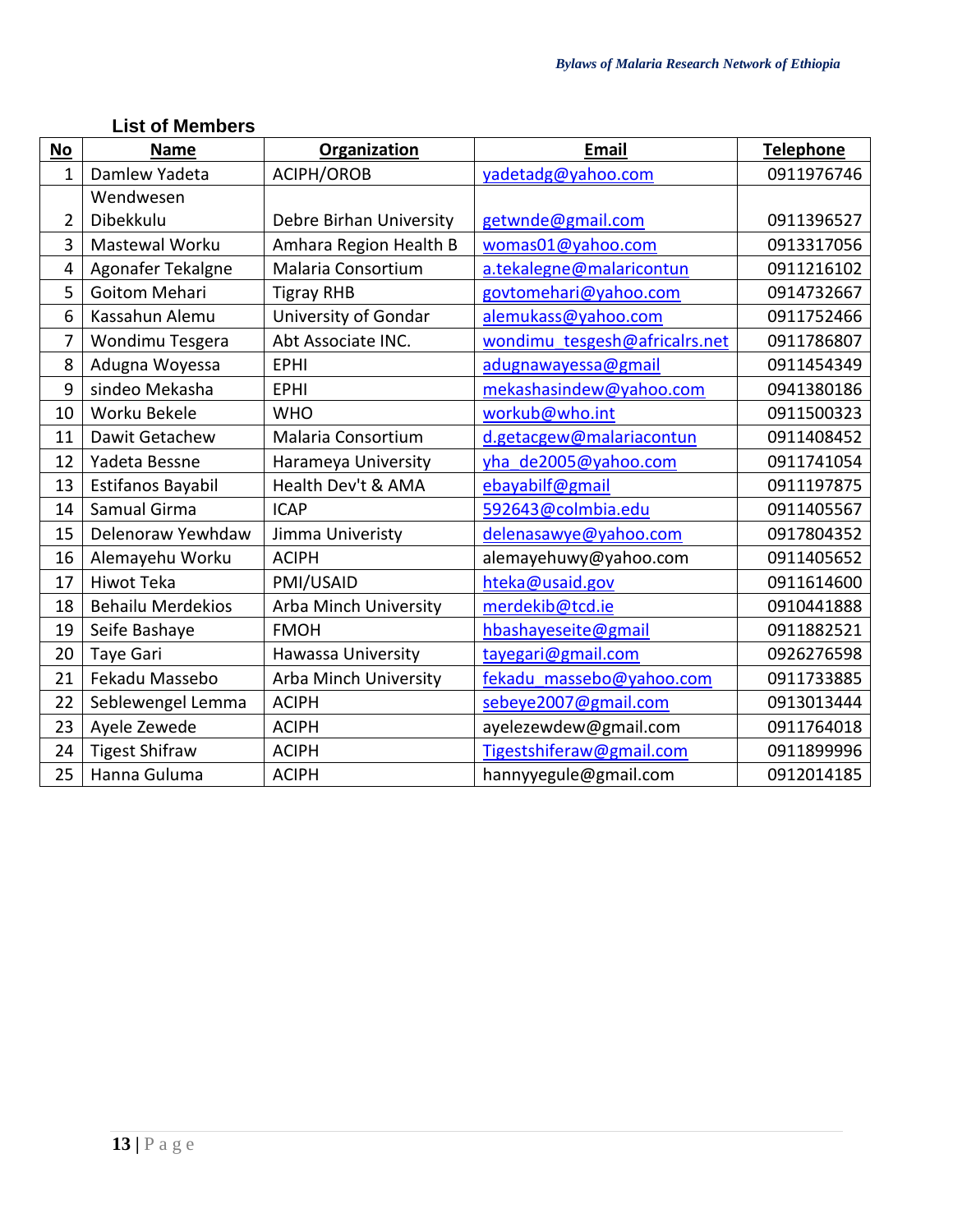### List of Members

| No | Name | Organization | Email | Telephone |
|---|---|---|---|---|
| 1 | Damlew Yadeta | ACIPH/OROB | yadetadg@yahoo.com | 0911976746 |
| 2 | Wendwesen Dibekkulu | Debre Birhan University | getwnde@gmail.com | 0911396527 |
| 3 | Mastewal Worku | Amhara Region Health B | womas01@yahoo.com | 0913317056 |
| 4 | Agonafer Tekalgne | Malaria Consortium | a.tekalegne@malaricontun | 0911216102 |
| 5 | Goitom Mehari | Tigray RHB | govtomehari@yahoo.com | 0914732667 |
| 6 | Kassahun Alemu | University of Gondar | alemukass@yahoo.com | 0911752466 |
| 7 | Wondimu Tesgera | Abt Associate INC. | wondimu_tesgesh@africalrs.net | 0911786807 |
| 8 | Adugna Woyessa | EPHI | adugnawayessa@gmail | 0911454349 |
| 9 | sindeo Mekasha | EPHI | mekashasindew@yahoo.com | 0941380186 |
| 10 | Worku Bekele | WHO | workub@who.int | 0911500323 |
| 11 | Dawit Getachew | Malaria Consortium | d.getacgew@malariacontun | 0911408452 |
| 12 | Yadeta Bessne | Harameya University | yha_de2005@yahoo.com | 0911741054 |
| 13 | Estifanos Bayabil | Health Dev't & AMA | ebayabilf@gmail | 0911197875 |
| 14 | Samual Girma | ICAP | 592643@colmbia.edu | 0911405567 |
| 15 | Delenoraw Yewhdaw | Jimma Univeristy | delenasawye@yahoo.com | 0917804352 |
| 16 | Alemayehu Worku | ACIPH | alemayehuwy@yahoo.com | 0911405652 |
| 17 | Hiwot Teka | PMI/USAID | hteka@usaid.gov | 0911614600 |
| 18 | Behailu Merdekios | Arba Minch University | merdekib@tcd.ie | 0910441888 |
| 19 | Seife Bashaye | FMOH | hbashayeseite@gmail | 0911882521 |
| 20 | Taye Gari | Hawassa University | tayegari@gmail.com | 0926276598 |
| 21 | Fekadu Massebo | Arba Minch University | fekadu_massebo@yahoo.com | 0911733885 |
| 22 | Seblewengel Lemma | ACIPH | sebeye2007@gmail.com | 0913013444 |
| 23 | Ayele Zewede | ACIPH | ayelezewdew@gmail.com | 0911764018 |
| 24 | Tigest Shifraw | ACIPH | Tigestshiferaw@gmail.com | 0911899996 |
| 25 | Hanna Guluma | ACIPH | hannyyegule@gmail.com | 0912014185 |